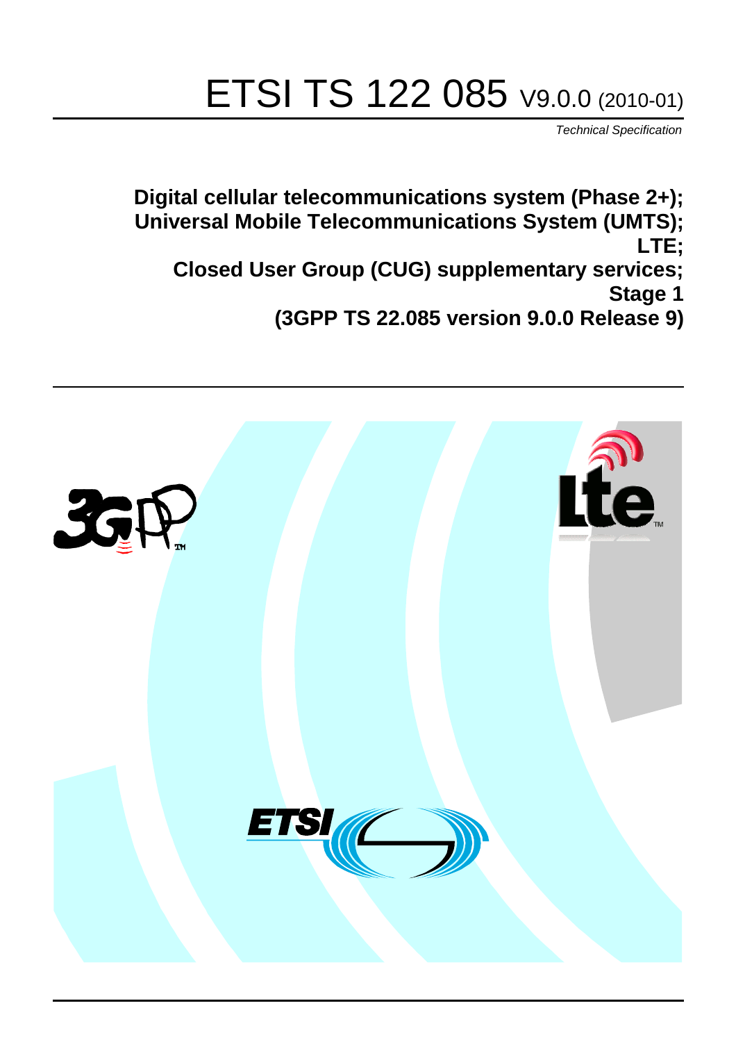# ETSI TS 122 085 V9.0.0 (2010-01)

*Technical Specification*

**Digital cellular telecommunications system (Phase 2+);**
**Universal Mobile Telecommunications System (UMTS);**
**LTE;**
**Closed User Group (CUG) supplementary services;**
**Stage 1**
**(3GPP TS 22.085 version 9.0.0 Release 9)**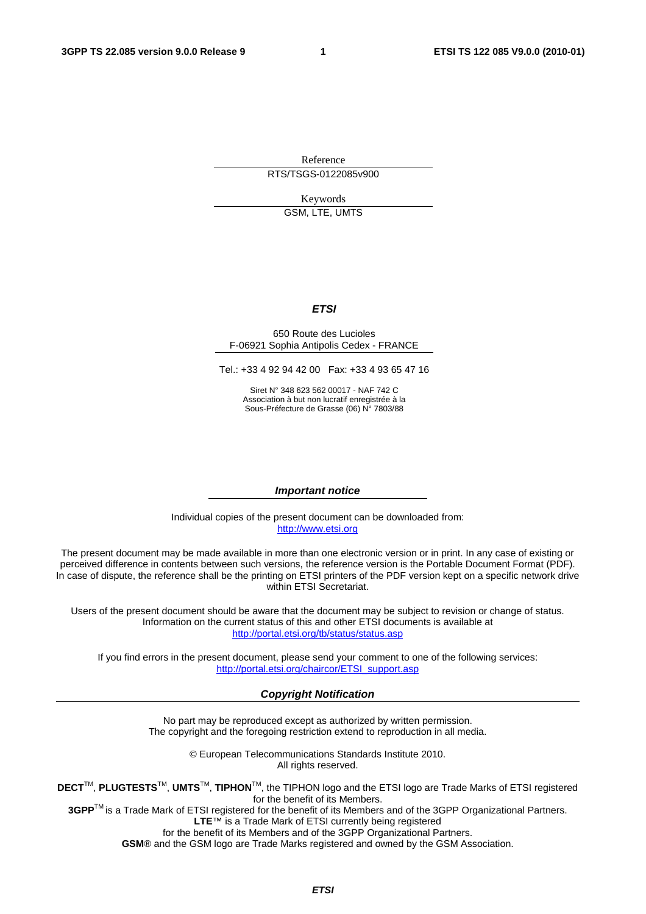Reference

RTS/TSGS-0122085v900

Keywords

GSM, LTE, UMTS

***ETSI***

650 Route des Lucioles
F-06921 Sophia Antipolis Cedex - FRANCE

Tel.: +33 4 92 94 42 00 Fax: +33 4 93 65 47 16

Siret N° 348 623 562 00017 - NAF 742 C
Association à but non lucratif enregistrée à la
Sous-Préfecture de Grasse (06) N° 7803/88

***Important notice***

Individual copies of the present document can be downloaded from:
http://www.etsi.org

The present document may be made available in more than one electronic version or in print. In any case of existing or perceived difference in contents between such versions, the reference version is the Portable Document Format (PDF). In case of dispute, the reference shall be the printing on ETSI printers of the PDF version kept on a specific network drive within ETSI Secretariat.

Users of the present document should be aware that the document may be subject to revision or change of status. Information on the current status of this and other ETSI documents is available at
http://portal.etsi.org/tb/status/status.asp

If you find errors in the present document, please send your comment to one of the following services:
http://portal.etsi.org/chaircor/ETSI_support.asp

***Copyright Notification***

No part may be reproduced except as authorized by written permission.
The copyright and the foregoing restriction extend to reproduction in all media.

© European Telecommunications Standards Institute 2010.
All rights reserved.

**DECT**™, **PLUGTESTS**™, **UMTS**™, **TIPHON**™, the TIPHON logo and the ETSI logo are Trade Marks of ETSI registered for the benefit of its Members.
**3GPP**™ is a Trade Mark of ETSI registered for the benefit of its Members and of the 3GPP Organizational Partners.
**LTE**™ is a Trade Mark of ETSI currently being registered
for the benefit of its Members and of the 3GPP Organizational Partners.
**GSM**® and the GSM logo are Trade Marks registered and owned by the GSM Association.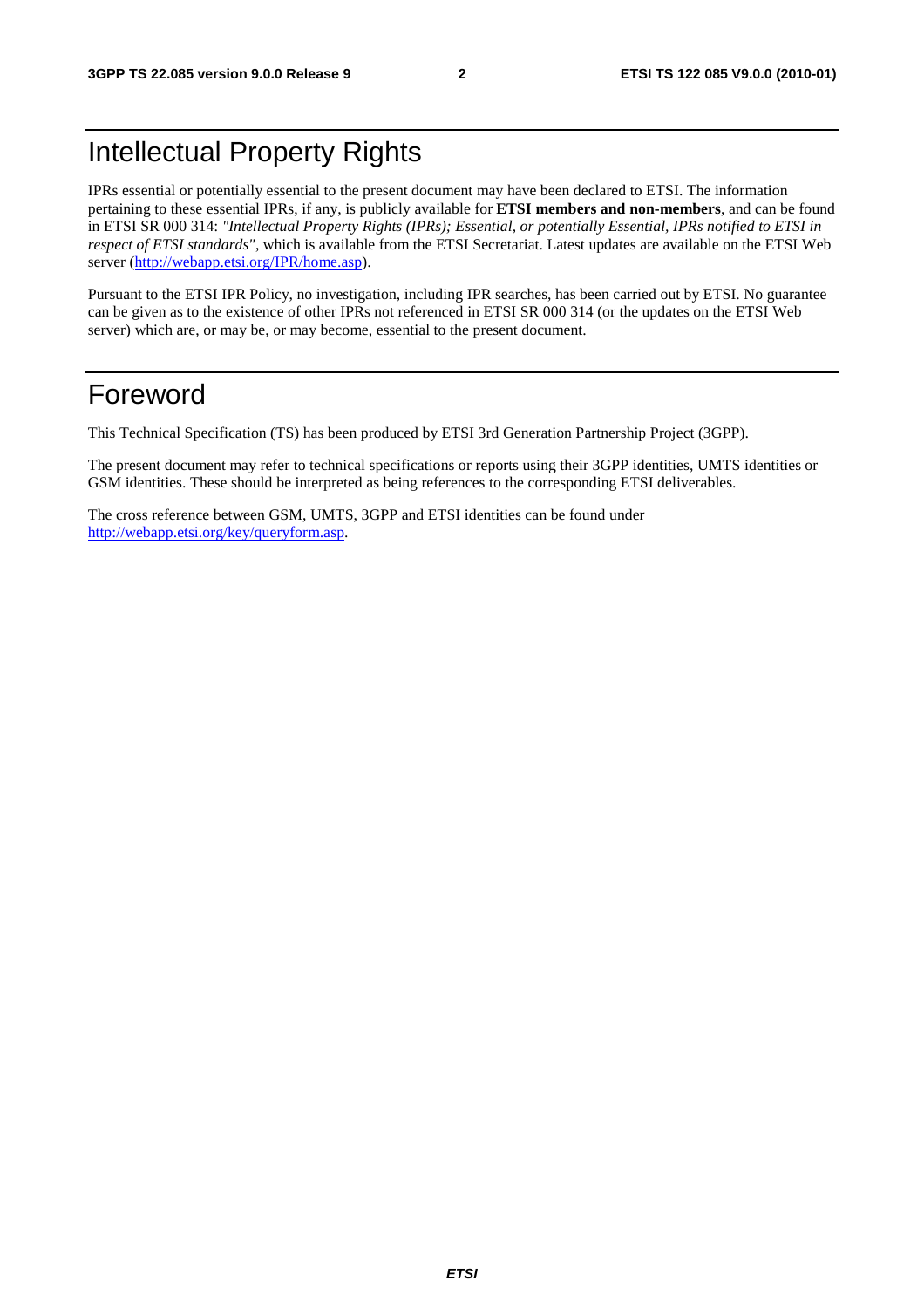# Intellectual Property Rights

IPRs essential or potentially essential to the present document may have been declared to ETSI. The information pertaining to these essential IPRs, if any, is publicly available for **ETSI members and non-members**, and can be found in ETSI SR 000 314: *"Intellectual Property Rights (IPRs); Essential, or potentially Essential, IPRs notified to ETSI in respect of ETSI standards"*, which is available from the ETSI Secretariat. Latest updates are available on the ETSI Web server (http://webapp.etsi.org/IPR/home.asp).

Pursuant to the ETSI IPR Policy, no investigation, including IPR searches, has been carried out by ETSI. No guarantee can be given as to the existence of other IPRs not referenced in ETSI SR 000 314 (or the updates on the ETSI Web server) which are, or may be, or may become, essential to the present document.

# Foreword

This Technical Specification (TS) has been produced by ETSI 3rd Generation Partnership Project (3GPP).

The present document may refer to technical specifications or reports using their 3GPP identities, UMTS identities or GSM identities. These should be interpreted as being references to the corresponding ETSI deliverables.

The cross reference between GSM, UMTS, 3GPP and ETSI identities can be found under http://webapp.etsi.org/key/queryform.asp.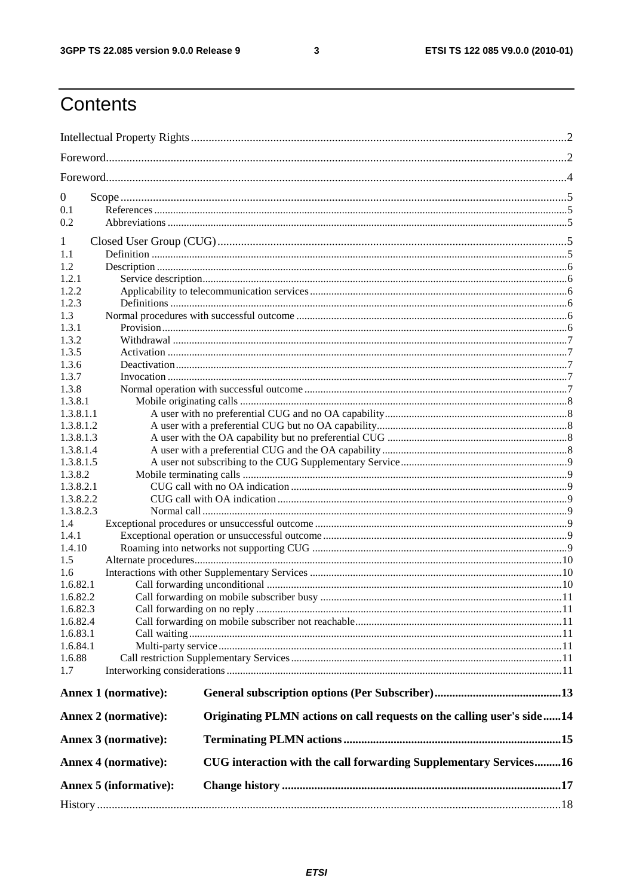# Contents

Intellectual Property Rights ..... 2

Foreword ..... 2

Foreword ..... 4

0 Scope ..... 5
0.1 References ..... 5
0.2 Abbreviations ..... 5

1 Closed User Group (CUG) ..... 5
1.1 Definition ..... 5
1.2 Description ..... 6
1.2.1 Service description ..... 6
1.2.2 Applicability to telecommunication services ..... 6
1.2.3 Definitions ..... 6
1.3 Normal procedures with successful outcome ..... 6
1.3.1 Provision ..... 6
1.3.2 Withdrawal ..... 7
1.3.5 Activation ..... 7
1.3.6 Deactivation ..... 7
1.3.7 Invocation ..... 7
1.3.8 Normal operation with successful outcome ..... 7
1.3.8.1 Mobile originating calls ..... 8
1.3.8.1.1 A user with no preferential CUG and no OA capability ..... 8
1.3.8.1.2 A user with a preferential CUG but no OA capability ..... 8
1.3.8.1.3 A user with the OA capability but no preferential CUG ..... 8
1.3.8.1.4 A user with a preferential CUG and the OA capability ..... 8
1.3.8.1.5 A user not subscribing to the CUG Supplementary Service ..... 9
1.3.8.2 Mobile terminating calls ..... 9
1.3.8.2.1 CUG call with no OA indication ..... 9
1.3.8.2.2 CUG call with OA indication ..... 9
1.3.8.2.3 Normal call ..... 9
1.4 Exceptional procedures or unsuccessful outcome ..... 9
1.4.1 Exceptional operation or unsuccessful outcome ..... 9
1.4.10 Roaming into networks not supporting CUG ..... 9
1.5 Alternate procedures ..... 10
1.6 Interactions with other Supplementary Services ..... 10
1.6.82.1 Call forwarding unconditional ..... 10
1.6.82.2 Call forwarding on mobile subscriber busy ..... 11
1.6.82.3 Call forwarding on no reply ..... 11
1.6.82.4 Call forwarding on mobile subscriber not reachable ..... 11
1.6.83.1 Call waiting ..... 11
1.6.84.1 Multi-party service ..... 11
1.6.88 Call restriction Supplementary Services ..... 11
1.7 Interworking considerations ..... 11

**Annex 1 (normative): General subscription options (Per Subscriber) ..... 13**

**Annex 2 (normative): Originating PLMN actions on call requests on the calling user's side ..... 14**

**Annex 3 (normative): Terminating PLMN actions ..... 15**

**Annex 4 (normative): CUG interaction with the call forwarding Supplementary Services ..... 16**

**Annex 5 (informative): Change history ..... 17**

History ..... 18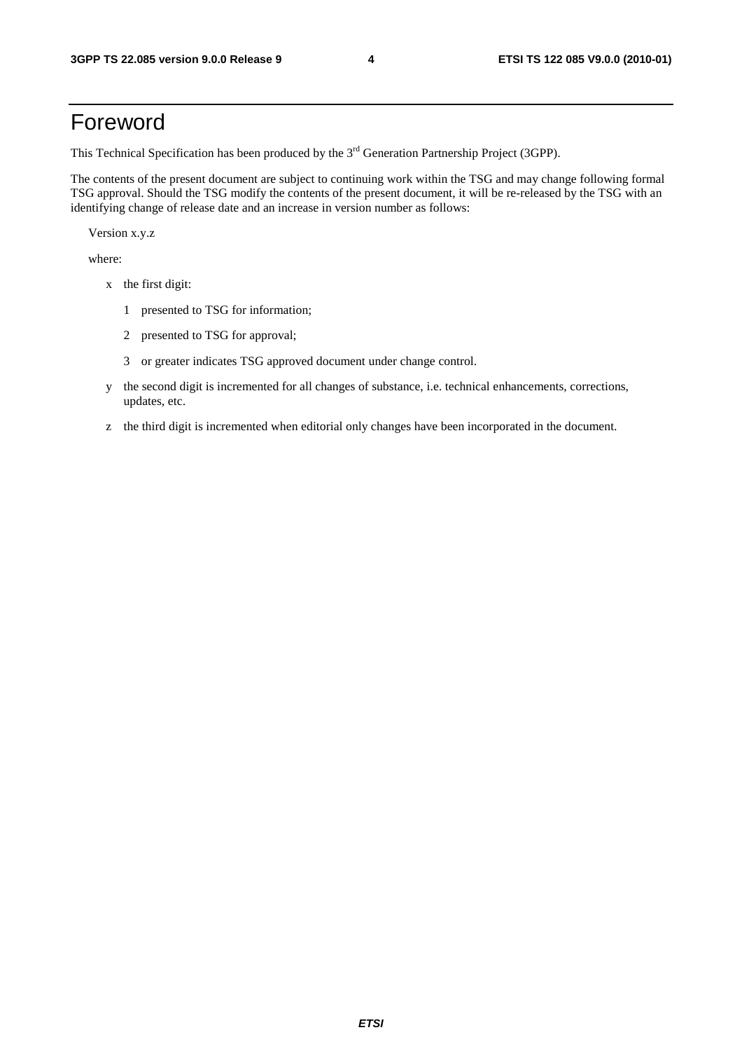# Foreword

This Technical Specification has been produced by the 3rd Generation Partnership Project (3GPP).

The contents of the present document are subject to continuing work within the TSG and may change following formal TSG approval. Should the TSG modify the contents of the present document, it will be re-released by the TSG with an identifying change of release date and an increase in version number as follows:

Version x.y.z

where:

- x the first digit:
  - 1 presented to TSG for information;
  - 2 presented to TSG for approval;
  - 3 or greater indicates TSG approved document under change control.
- y the second digit is incremented for all changes of substance, i.e. technical enhancements, corrections, updates, etc.
- z the third digit is incremented when editorial only changes have been incorporated in the document.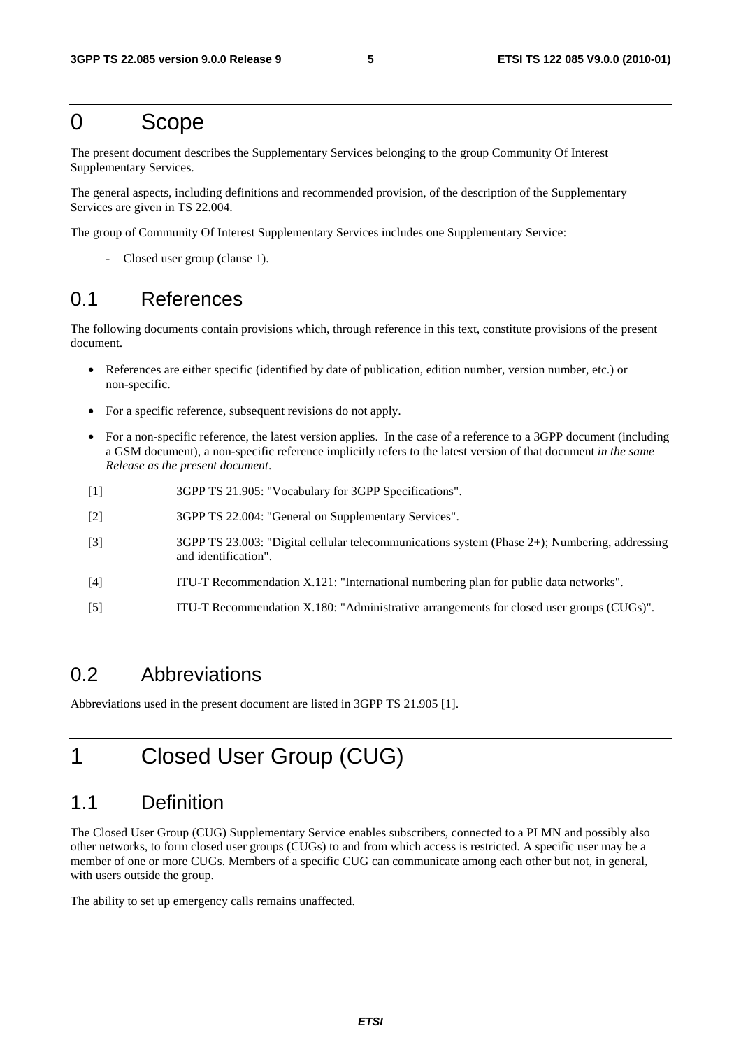# 0 Scope

The present document describes the Supplementary Services belonging to the group Community Of Interest Supplementary Services.

The general aspects, including definitions and recommended provision, of the description of the Supplementary Services are given in TS 22.004.

The group of Community Of Interest Supplementary Services includes one Supplementary Service:

- Closed user group (clause 1).

## 0.1 References

The following documents contain provisions which, through reference in this text, constitute provisions of the present document.

- References are either specific (identified by date of publication, edition number, version number, etc.) or non-specific.
- For a specific reference, subsequent revisions do not apply.
- For a non-specific reference, the latest version applies. In the case of a reference to a 3GPP document (including a GSM document), a non-specific reference implicitly refers to the latest version of that document *in the same Release as the present document*.

[1] 3GPP TS 21.905: "Vocabulary for 3GPP Specifications".

[2] 3GPP TS 22.004: "General on Supplementary Services".

[3] 3GPP TS 23.003: "Digital cellular telecommunications system (Phase 2+); Numbering, addressing and identification".

[4] ITU-T Recommendation X.121: "International numbering plan for public data networks".

[5] ITU-T Recommendation X.180: "Administrative arrangements for closed user groups (CUGs)".

## 0.2 Abbreviations

Abbreviations used in the present document are listed in 3GPP TS 21.905 [1].

# 1 Closed User Group (CUG)

## 1.1 Definition

The Closed User Group (CUG) Supplementary Service enables subscribers, connected to a PLMN and possibly also other networks, to form closed user groups (CUGs) to and from which access is restricted. A specific user may be a member of one or more CUGs. Members of a specific CUG can communicate among each other but not, in general, with users outside the group.

The ability to set up emergency calls remains unaffected.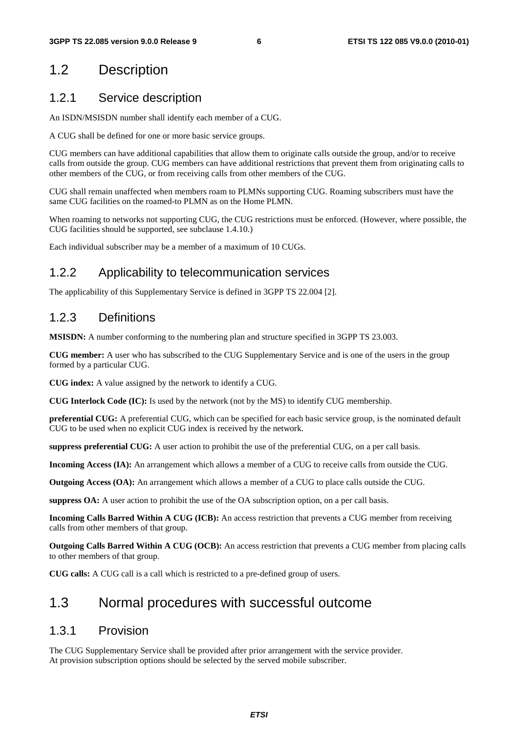## 1.2 Description

### 1.2.1 Service description

An ISDN/MSISDN number shall identify each member of a CUG.

A CUG shall be defined for one or more basic service groups.

CUG members can have additional capabilities that allow them to originate calls outside the group, and/or to receive calls from outside the group. CUG members can have additional restrictions that prevent them from originating calls to other members of the CUG, or from receiving calls from other members of the CUG.

CUG shall remain unaffected when members roam to PLMNs supporting CUG. Roaming subscribers must have the same CUG facilities on the roamed-to PLMN as on the Home PLMN.

When roaming to networks not supporting CUG, the CUG restrictions must be enforced. (However, where possible, the CUG facilities should be supported, see subclause 1.4.10.)

Each individual subscriber may be a member of a maximum of 10 CUGs.

### 1.2.2 Applicability to telecommunication services

The applicability of this Supplementary Service is defined in 3GPP TS 22.004 [2].

### 1.2.3 Definitions

**MSISDN:** A number conforming to the numbering plan and structure specified in 3GPP TS 23.003.

**CUG member:** A user who has subscribed to the CUG Supplementary Service and is one of the users in the group formed by a particular CUG.

**CUG index:** A value assigned by the network to identify a CUG.

**CUG Interlock Code (IC):** Is used by the network (not by the MS) to identify CUG membership.

**preferential CUG:** A preferential CUG, which can be specified for each basic service group, is the nominated default CUG to be used when no explicit CUG index is received by the network.

**suppress preferential CUG:** A user action to prohibit the use of the preferential CUG, on a per call basis.

**Incoming Access (IA):** An arrangement which allows a member of a CUG to receive calls from outside the CUG.

**Outgoing Access (OA):** An arrangement which allows a member of a CUG to place calls outside the CUG.

**suppress OA:** A user action to prohibit the use of the OA subscription option, on a per call basis.

**Incoming Calls Barred Within A CUG (ICB):** An access restriction that prevents a CUG member from receiving calls from other members of that group.

**Outgoing Calls Barred Within A CUG (OCB):** An access restriction that prevents a CUG member from placing calls to other members of that group.

**CUG calls:** A CUG call is a call which is restricted to a pre-defined group of users.

## 1.3 Normal procedures with successful outcome

### 1.3.1 Provision

The CUG Supplementary Service shall be provided after prior arrangement with the service provider.
At provision subscription options should be selected by the served mobile subscriber.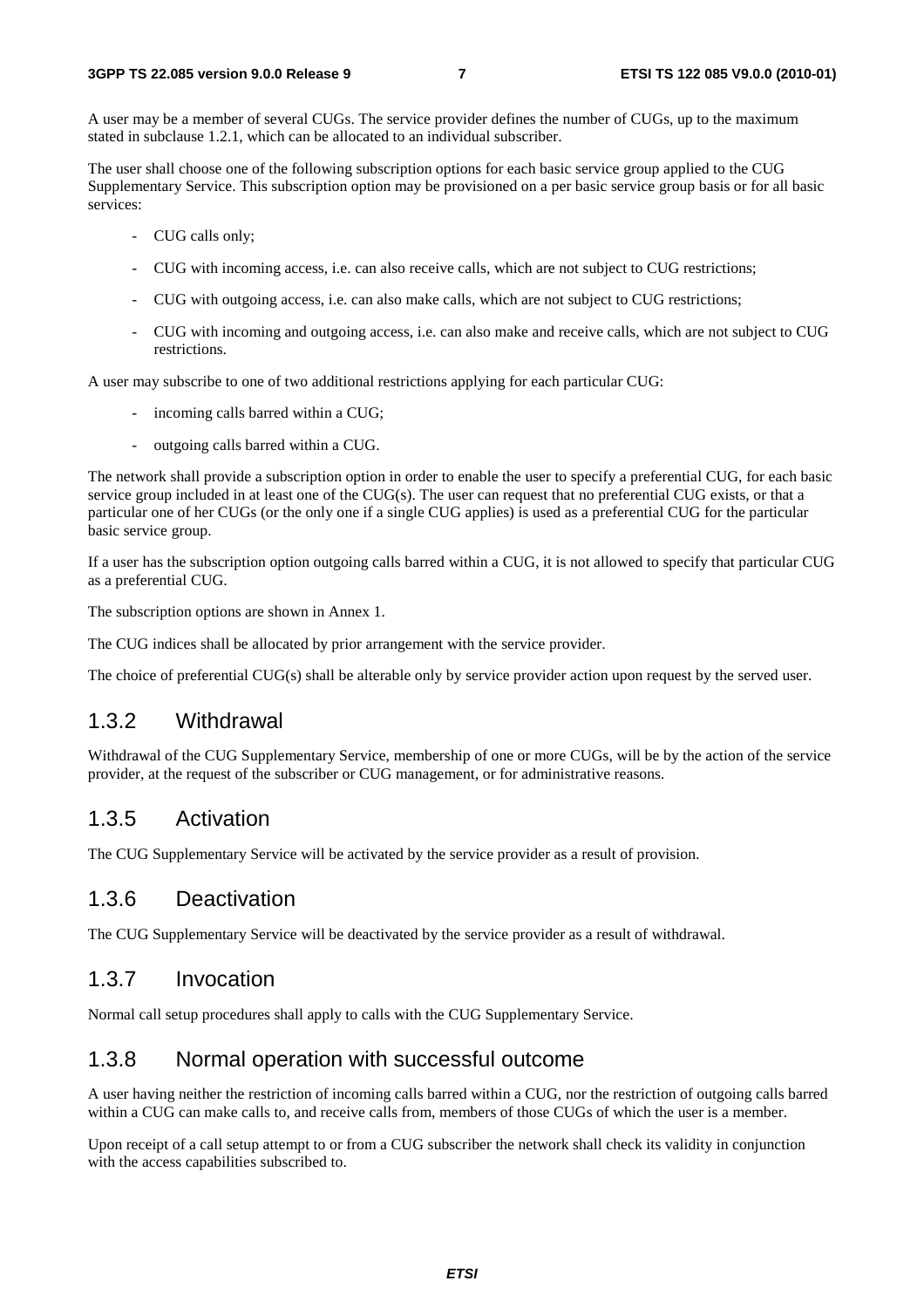A user may be a member of several CUGs. The service provider defines the number of CUGs, up to the maximum stated in subclause 1.2.1, which can be allocated to an individual subscriber.

The user shall choose one of the following subscription options for each basic service group applied to the CUG Supplementary Service. This subscription option may be provisioned on a per basic service group basis or for all basic services:

- CUG calls only;
- CUG with incoming access, i.e. can also receive calls, which are not subject to CUG restrictions;
- CUG with outgoing access, i.e. can also make calls, which are not subject to CUG restrictions;
- CUG with incoming and outgoing access, i.e. can also make and receive calls, which are not subject to CUG restrictions.

A user may subscribe to one of two additional restrictions applying for each particular CUG:

- incoming calls barred within a CUG;
- outgoing calls barred within a CUG.

The network shall provide a subscription option in order to enable the user to specify a preferential CUG, for each basic service group included in at least one of the CUG(s). The user can request that no preferential CUG exists, or that a particular one of her CUGs (or the only one if a single CUG applies) is used as a preferential CUG for the particular basic service group.

If a user has the subscription option outgoing calls barred within a CUG, it is not allowed to specify that particular CUG as a preferential CUG.

The subscription options are shown in Annex 1.

The CUG indices shall be allocated by prior arrangement with the service provider.

The choice of preferential CUG(s) shall be alterable only by service provider action upon request by the served user.

## 1.3.2 Withdrawal

Withdrawal of the CUG Supplementary Service, membership of one or more CUGs, will be by the action of the service provider, at the request of the subscriber or CUG management, or for administrative reasons.

## 1.3.5 Activation

The CUG Supplementary Service will be activated by the service provider as a result of provision.

## 1.3.6 Deactivation

The CUG Supplementary Service will be deactivated by the service provider as a result of withdrawal.

## 1.3.7 Invocation

Normal call setup procedures shall apply to calls with the CUG Supplementary Service.

## 1.3.8 Normal operation with successful outcome

A user having neither the restriction of incoming calls barred within a CUG, nor the restriction of outgoing calls barred within a CUG can make calls to, and receive calls from, members of those CUGs of which the user is a member.

Upon receipt of a call setup attempt to or from a CUG subscriber the network shall check its validity in conjunction with the access capabilities subscribed to.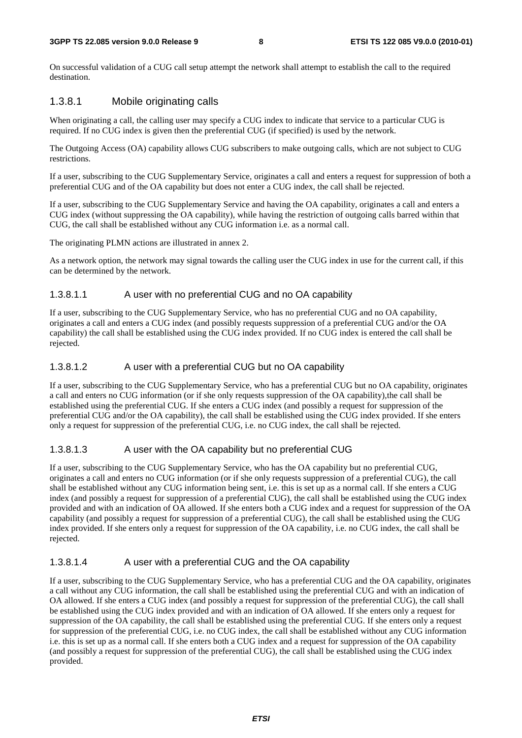On successful validation of a CUG call setup attempt the network shall attempt to establish the call to the required destination.

### 1.3.8.1 Mobile originating calls

When originating a call, the calling user may specify a CUG index to indicate that service to a particular CUG is required. If no CUG index is given then the preferential CUG (if specified) is used by the network.

The Outgoing Access (OA) capability allows CUG subscribers to make outgoing calls, which are not subject to CUG restrictions.

If a user, subscribing to the CUG Supplementary Service, originates a call and enters a request for suppression of both a preferential CUG and of the OA capability but does not enter a CUG index, the call shall be rejected.

If a user, subscribing to the CUG Supplementary Service and having the OA capability, originates a call and enters a CUG index (without suppressing the OA capability), while having the restriction of outgoing calls barred within that CUG, the call shall be established without any CUG information i.e. as a normal call.

The originating PLMN actions are illustrated in annex 2.

As a network option, the network may signal towards the calling user the CUG index in use for the current call, if this can be determined by the network.

#### 1.3.8.1.1 A user with no preferential CUG and no OA capability

If a user, subscribing to the CUG Supplementary Service, who has no preferential CUG and no OA capability, originates a call and enters a CUG index (and possibly requests suppression of a preferential CUG and/or the OA capability) the call shall be established using the CUG index provided. If no CUG index is entered the call shall be rejected.

#### 1.3.8.1.2 A user with a preferential CUG but no OA capability

If a user, subscribing to the CUG Supplementary Service, who has a preferential CUG but no OA capability, originates a call and enters no CUG information (or if she only requests suppression of the OA capability),the call shall be established using the preferential CUG. If she enters a CUG index (and possibly a request for suppression of the preferential CUG and/or the OA capability), the call shall be established using the CUG index provided. If she enters only a request for suppression of the preferential CUG, i.e. no CUG index, the call shall be rejected.

#### 1.3.8.1.3 A user with the OA capability but no preferential CUG

If a user, subscribing to the CUG Supplementary Service, who has the OA capability but no preferential CUG, originates a call and enters no CUG information (or if she only requests suppression of a preferential CUG), the call shall be established without any CUG information being sent, i.e. this is set up as a normal call. If she enters a CUG index (and possibly a request for suppression of a preferential CUG), the call shall be established using the CUG index provided and with an indication of OA allowed. If she enters both a CUG index and a request for suppression of the OA capability (and possibly a request for suppression of a preferential CUG), the call shall be established using the CUG index provided. If she enters only a request for suppression of the OA capability, i.e. no CUG index, the call shall be rejected.

#### 1.3.8.1.4 A user with a preferential CUG and the OA capability

If a user, subscribing to the CUG Supplementary Service, who has a preferential CUG and the OA capability, originates a call without any CUG information, the call shall be established using the preferential CUG and with an indication of OA allowed. If she enters a CUG index (and possibly a request for suppression of the preferential CUG), the call shall be established using the CUG index provided and with an indication of OA allowed. If she enters only a request for suppression of the OA capability, the call shall be established using the preferential CUG. If she enters only a request for suppression of the preferential CUG, i.e. no CUG index, the call shall be established without any CUG information i.e. this is set up as a normal call. If she enters both a CUG index and a request for suppression of the OA capability (and possibly a request for suppression of the preferential CUG), the call shall be established using the CUG index provided.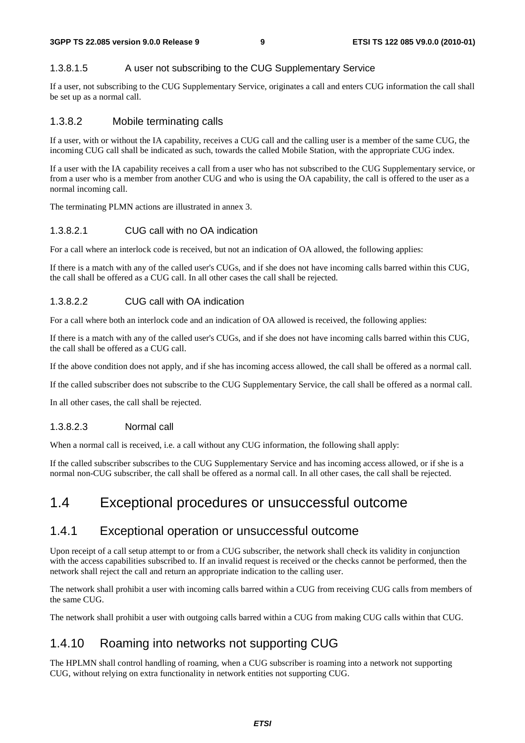#### 1.3.8.1.5 A user not subscribing to the CUG Supplementary Service

If a user, not subscribing to the CUG Supplementary Service, originates a call and enters CUG information the call shall be set up as a normal call.

### 1.3.8.2 Mobile terminating calls

If a user, with or without the IA capability, receives a CUG call and the calling user is a member of the same CUG, the incoming CUG call shall be indicated as such, towards the called Mobile Station, with the appropriate CUG index.

If a user with the IA capability receives a call from a user who has not subscribed to the CUG Supplementary service, or from a user who is a member from another CUG and who is using the OA capability, the call is offered to the user as a normal incoming call.

The terminating PLMN actions are illustrated in annex 3.

#### 1.3.8.2.1 CUG call with no OA indication

For a call where an interlock code is received, but not an indication of OA allowed, the following applies:

If there is a match with any of the called user's CUGs, and if she does not have incoming calls barred within this CUG, the call shall be offered as a CUG call. In all other cases the call shall be rejected.

#### 1.3.8.2.2 CUG call with OA indication

For a call where both an interlock code and an indication of OA allowed is received, the following applies:

If there is a match with any of the called user's CUGs, and if she does not have incoming calls barred within this CUG, the call shall be offered as a CUG call.

If the above condition does not apply, and if she has incoming access allowed, the call shall be offered as a normal call.

If the called subscriber does not subscribe to the CUG Supplementary Service, the call shall be offered as a normal call.

In all other cases, the call shall be rejected.

#### 1.3.8.2.3 Normal call

When a normal call is received, i.e. a call without any CUG information, the following shall apply:

If the called subscriber subscribes to the CUG Supplementary Service and has incoming access allowed, or if she is a normal non-CUG subscriber, the call shall be offered as a normal call. In all other cases, the call shall be rejected.

# 1.4 Exceptional procedures or unsuccessful outcome

## 1.4.1 Exceptional operation or unsuccessful outcome

Upon receipt of a call setup attempt to or from a CUG subscriber, the network shall check its validity in conjunction with the access capabilities subscribed to. If an invalid request is received or the checks cannot be performed, then the network shall reject the call and return an appropriate indication to the calling user.

The network shall prohibit a user with incoming calls barred within a CUG from receiving CUG calls from members of the same CUG.

The network shall prohibit a user with outgoing calls barred within a CUG from making CUG calls within that CUG.

## 1.4.10 Roaming into networks not supporting CUG

The HPLMN shall control handling of roaming, when a CUG subscriber is roaming into a network not supporting CUG, without relying on extra functionality in network entities not supporting CUG.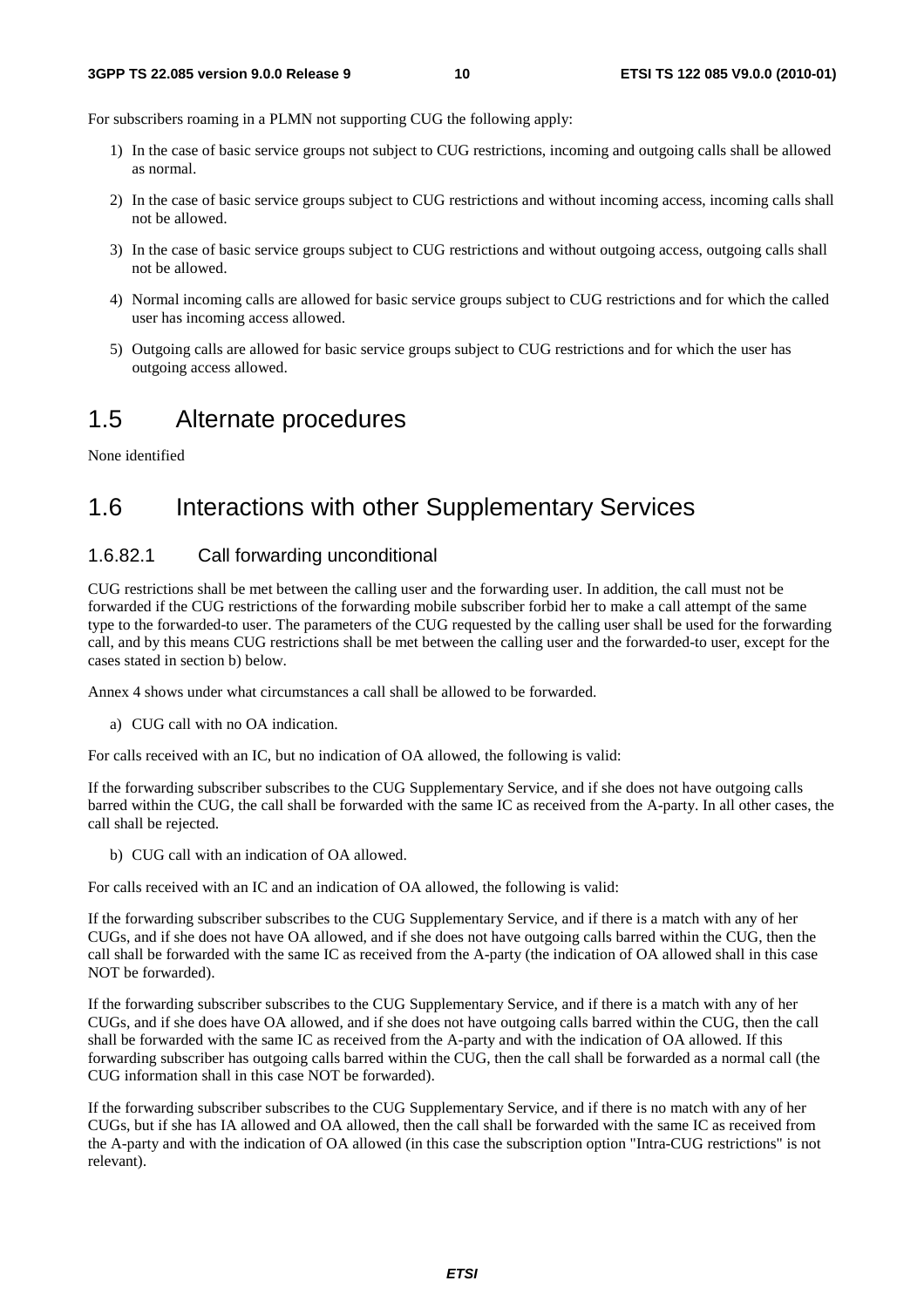For subscribers roaming in a PLMN not supporting CUG the following apply:

1) In the case of basic service groups not subject to CUG restrictions, incoming and outgoing calls shall be allowed as normal.

2) In the case of basic service groups subject to CUG restrictions and without incoming access, incoming calls shall not be allowed.

3) In the case of basic service groups subject to CUG restrictions and without outgoing access, outgoing calls shall not be allowed.

4) Normal incoming calls are allowed for basic service groups subject to CUG restrictions and for which the called user has incoming access allowed.

5) Outgoing calls are allowed for basic service groups subject to CUG restrictions and for which the user has outgoing access allowed.

## 1.5 Alternate procedures

None identified

## 1.6 Interactions with other Supplementary Services

### 1.6.82.1 Call forwarding unconditional

CUG restrictions shall be met between the calling user and the forwarding user. In addition, the call must not be forwarded if the CUG restrictions of the forwarding mobile subscriber forbid her to make a call attempt of the same type to the forwarded-to user. The parameters of the CUG requested by the calling user shall be used for the forwarding call, and by this means CUG restrictions shall be met between the calling user and the forwarded-to user, except for the cases stated in section b) below.

Annex 4 shows under what circumstances a call shall be allowed to be forwarded.

a) CUG call with no OA indication.

For calls received with an IC, but no indication of OA allowed, the following is valid:

If the forwarding subscriber subscribes to the CUG Supplementary Service, and if she does not have outgoing calls barred within the CUG, the call shall be forwarded with the same IC as received from the A-party. In all other cases, the call shall be rejected.

b) CUG call with an indication of OA allowed.

For calls received with an IC and an indication of OA allowed, the following is valid:

If the forwarding subscriber subscribes to the CUG Supplementary Service, and if there is a match with any of her CUGs, and if she does not have OA allowed, and if she does not have outgoing calls barred within the CUG, then the call shall be forwarded with the same IC as received from the A-party (the indication of OA allowed shall in this case NOT be forwarded).

If the forwarding subscriber subscribes to the CUG Supplementary Service, and if there is a match with any of her CUGs, and if she does have OA allowed, and if she does not have outgoing calls barred within the CUG, then the call shall be forwarded with the same IC as received from the A-party and with the indication of OA allowed. If this forwarding subscriber has outgoing calls barred within the CUG, then the call shall be forwarded as a normal call (the CUG information shall in this case NOT be forwarded).

If the forwarding subscriber subscribes to the CUG Supplementary Service, and if there is no match with any of her CUGs, but if she has IA allowed and OA allowed, then the call shall be forwarded with the same IC as received from the A-party and with the indication of OA allowed (in this case the subscription option "Intra-CUG restrictions" is not relevant).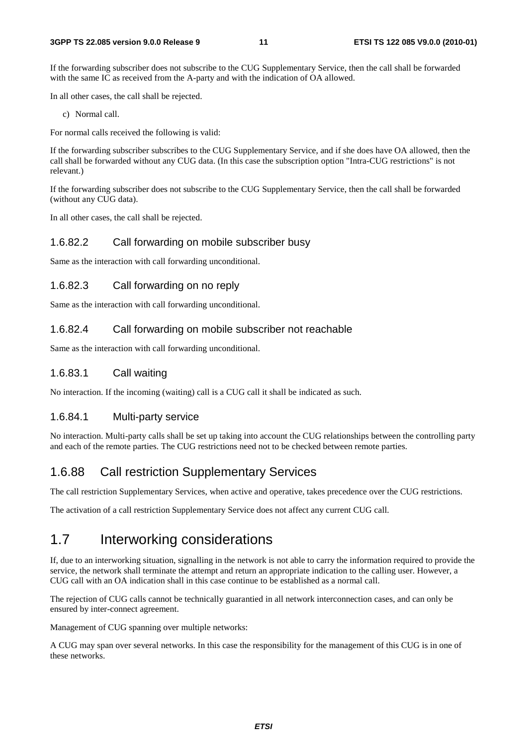If the forwarding subscriber does not subscribe to the CUG Supplementary Service, then the call shall be forwarded with the same IC as received from the A-party and with the indication of OA allowed.

In all other cases, the call shall be rejected.

c) Normal call.

For normal calls received the following is valid:

If the forwarding subscriber subscribes to the CUG Supplementary Service, and if she does have OA allowed, then the call shall be forwarded without any CUG data. (In this case the subscription option "Intra-CUG restrictions" is not relevant.)

If the forwarding subscriber does not subscribe to the CUG Supplementary Service, then the call shall be forwarded (without any CUG data).

In all other cases, the call shall be rejected.

### 1.6.82.2 Call forwarding on mobile subscriber busy

Same as the interaction with call forwarding unconditional.

### 1.6.82.3 Call forwarding on no reply

Same as the interaction with call forwarding unconditional.

### 1.6.82.4 Call forwarding on mobile subscriber not reachable

Same as the interaction with call forwarding unconditional.

### 1.6.83.1 Call waiting

No interaction. If the incoming (waiting) call is a CUG call it shall be indicated as such.

### 1.6.84.1 Multi-party service

No interaction. Multi-party calls shall be set up taking into account the CUG relationships between the controlling party and each of the remote parties. The CUG restrictions need not to be checked between remote parties.

## 1.6.88 Call restriction Supplementary Services

The call restriction Supplementary Services, when active and operative, takes precedence over the CUG restrictions.

The activation of a call restriction Supplementary Service does not affect any current CUG call.

# 1.7 Interworking considerations

If, due to an interworking situation, signalling in the network is not able to carry the information required to provide the service, the network shall terminate the attempt and return an appropriate indication to the calling user. However, a CUG call with an OA indication shall in this case continue to be established as a normal call.

The rejection of CUG calls cannot be technically guarantied in all network interconnection cases, and can only be ensured by inter-connect agreement.

Management of CUG spanning over multiple networks:

A CUG may span over several networks. In this case the responsibility for the management of this CUG is in one of these networks.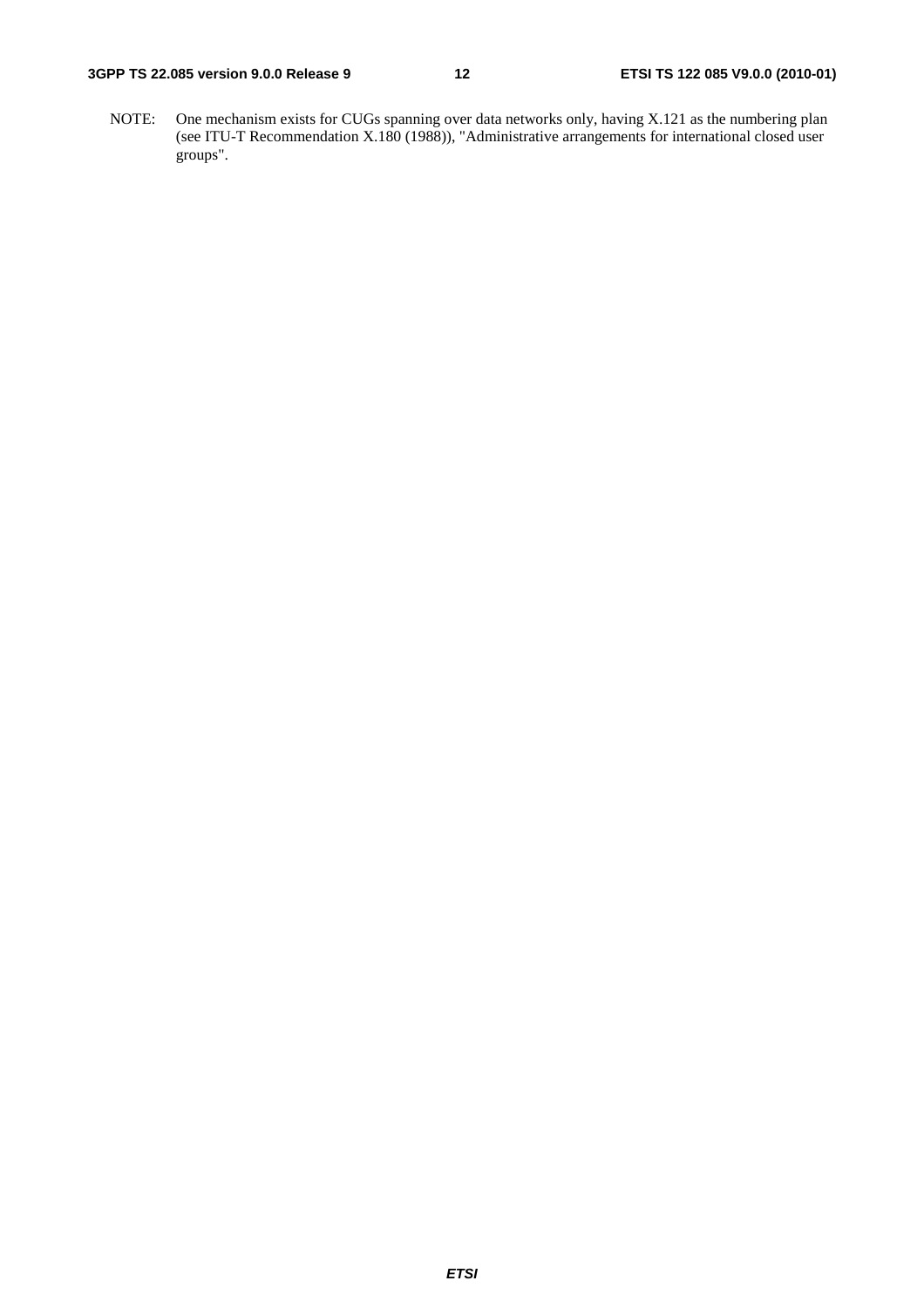NOTE: One mechanism exists for CUGs spanning over data networks only, having X.121 as the numbering plan (see ITU-T Recommendation X.180 (1988)), "Administrative arrangements for international closed user groups".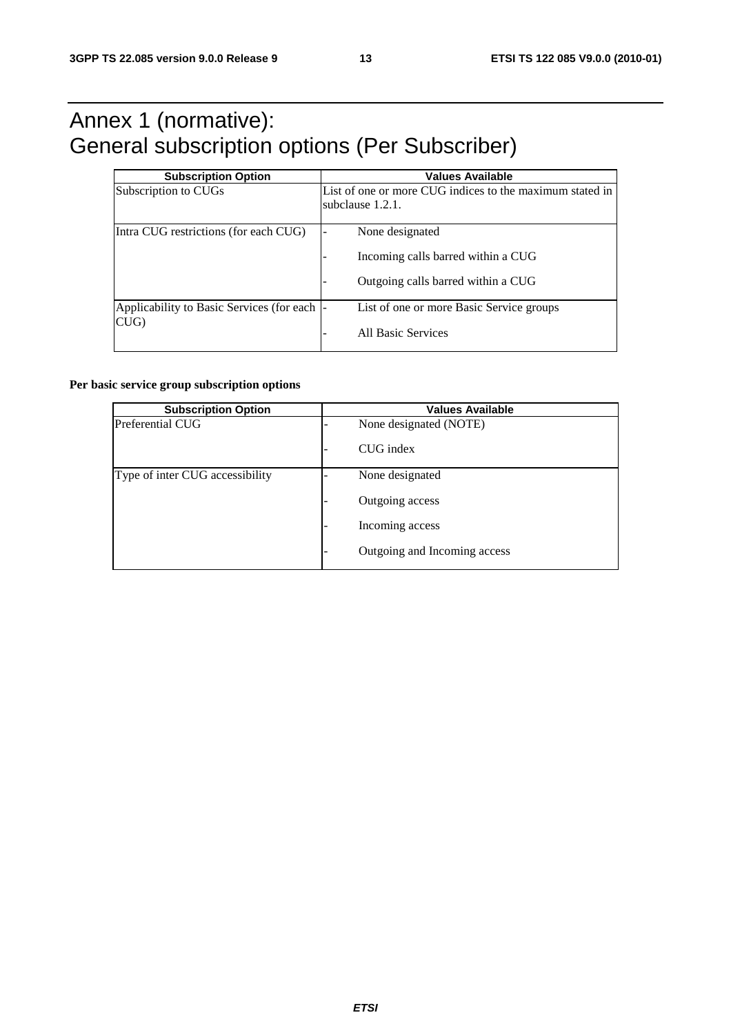# Annex 1 (normative): General subscription options (Per Subscriber)

| Subscription Option | Values Available |
|---|---|
| Subscription to CUGs | List of one or more CUG indices to the maximum stated in subclause 1.2.1. |
| Intra CUG restrictions (for each CUG) | - None designated<br>- Incoming calls barred within a CUG<br>- Outgoing calls barred within a CUG |
| Applicability to Basic Services (for each CUG) | - List of one or more Basic Service groups<br>- All Basic Services |

**Per basic service group subscription options**

| Subscription Option | Values Available |
|---|---|
| Preferential CUG | - None designated (NOTE)<br>- CUG index |
| Type of inter CUG accessibility | - None designated<br>- Outgoing access<br>- Incoming access<br>- Outgoing and Incoming access |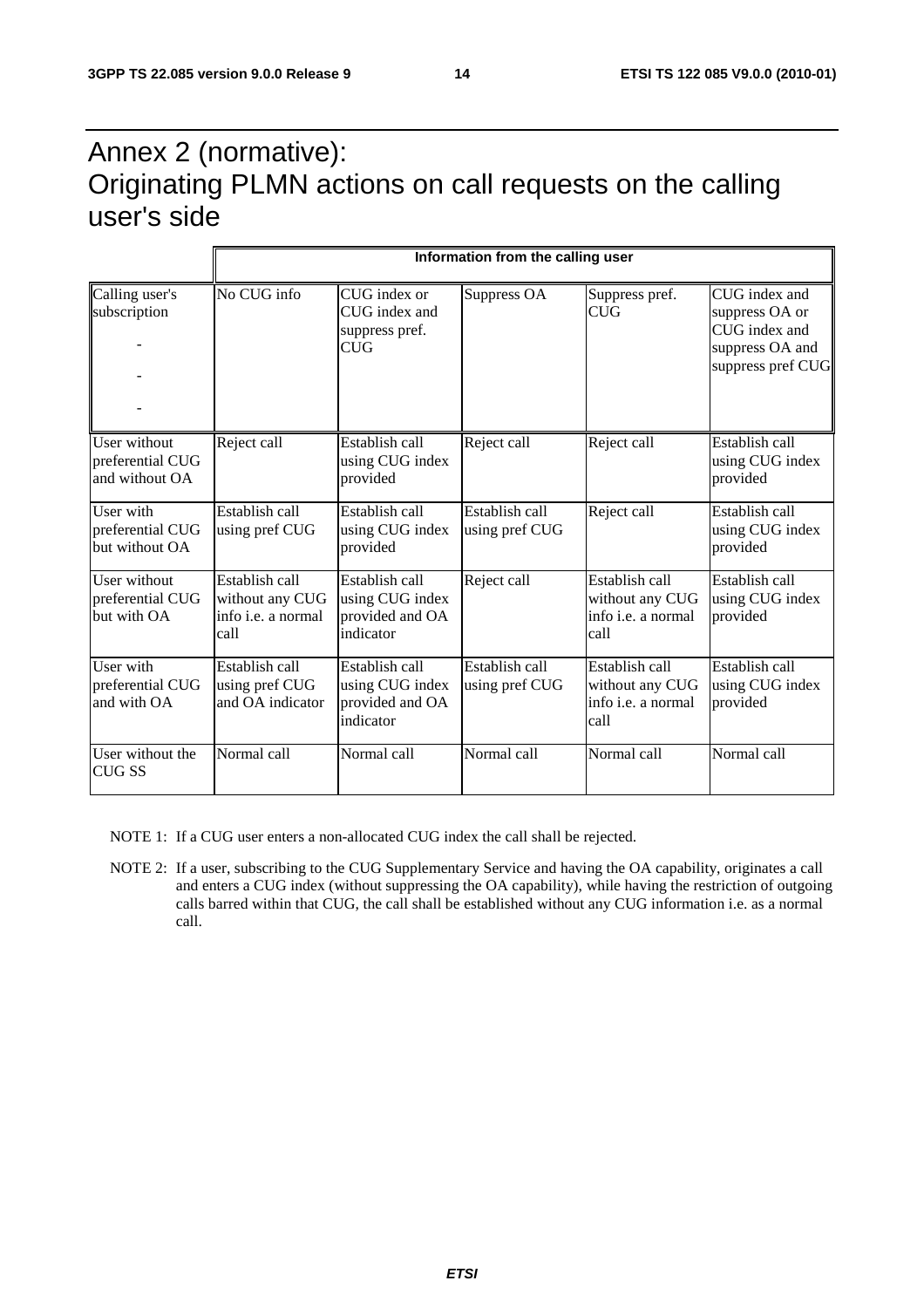# Annex 2 (normative): Originating PLMN actions on call requests on the calling user's side

| | Information from the calling user | | | | |
|---|---|---|---|---|---|
| Calling user's subscription<br>-<br>-<br>- | No CUG info | CUG index or CUG index and suppress pref. CUG | Suppress OA | Suppress pref. CUG | CUG index and suppress OA or CUG index and suppress OA and suppress pref CUG |
| User without preferential CUG and without OA | Reject call | Establish call using CUG index provided | Reject call | Reject call | Establish call using CUG index provided |
| User with preferential CUG but without OA | Establish call using pref CUG | Establish call using CUG index provided | Establish call using pref CUG | Reject call | Establish call using CUG index provided |
| User without preferential CUG but with OA | Establish call without any CUG info i.e. a normal call | Establish call using CUG index provided and OA indicator | Reject call | Establish call without any CUG info i.e. a normal call | Establish call using CUG index provided |
| User with preferential CUG and with OA | Establish call using pref CUG and OA indicator | Establish call using CUG index provided and OA indicator | Establish call using pref CUG | Establish call without any CUG info i.e. a normal call | Establish call using CUG index provided |
| User without the CUG SS | Normal call | Normal call | Normal call | Normal call | Normal call |

NOTE 1: If a CUG user enters a non-allocated CUG index the call shall be rejected.

NOTE 2: If a user, subscribing to the CUG Supplementary Service and having the OA capability, originates a call and enters a CUG index (without suppressing the OA capability), while having the restriction of outgoing calls barred within that CUG, the call shall be established without any CUG information i.e. as a normal call.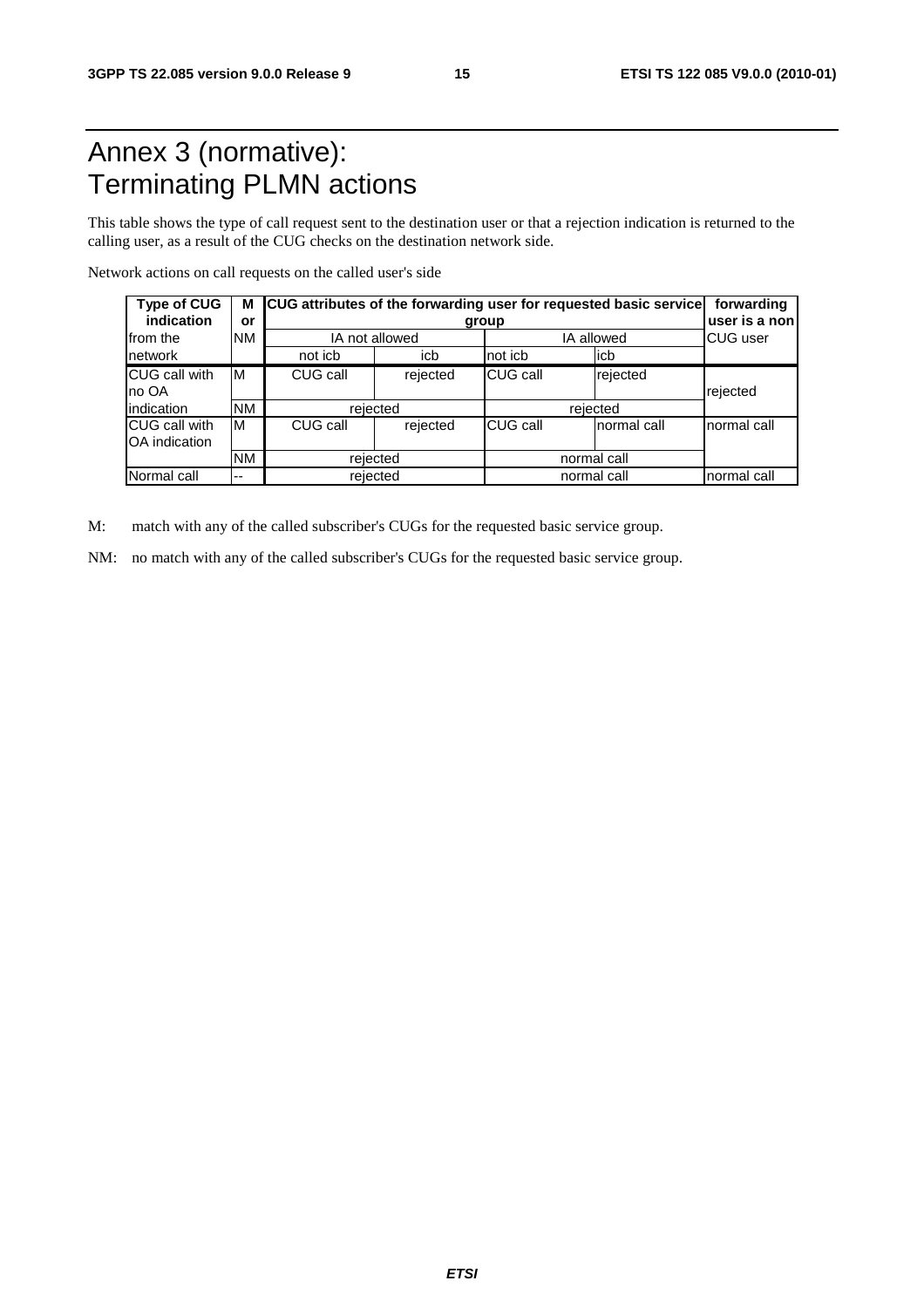# Annex 3 (normative):<br>Terminating PLMN actions

This table shows the type of call request sent to the destination user or that a rejection indication is returned to the calling user, as a result of the CUG checks on the destination network side.

Network actions on call requests on the called user's side

| Type of CUG indication from the network | M or NM | CUG attributes of the forwarding user for requested basic service group | | | | forwarding user is a non CUG user |
|---|---|---|---|---|---|---|
| | | IA not allowed | | IA allowed | | |
| | | not icb | icb | not icb | icb | |
| CUG call with no OA indication | M | CUG call | rejected | CUG call | rejected | rejected |
| | NM | rejected | | rejected | | |
| CUG call with OA indication | M | CUG call | rejected | CUG call | normal call | normal call |
| | NM | rejected | | normal call | | |
| Normal call | -- | rejected | | normal call | | normal call |

M: match with any of the called subscriber's CUGs for the requested basic service group.

NM: no match with any of the called subscriber's CUGs for the requested basic service group.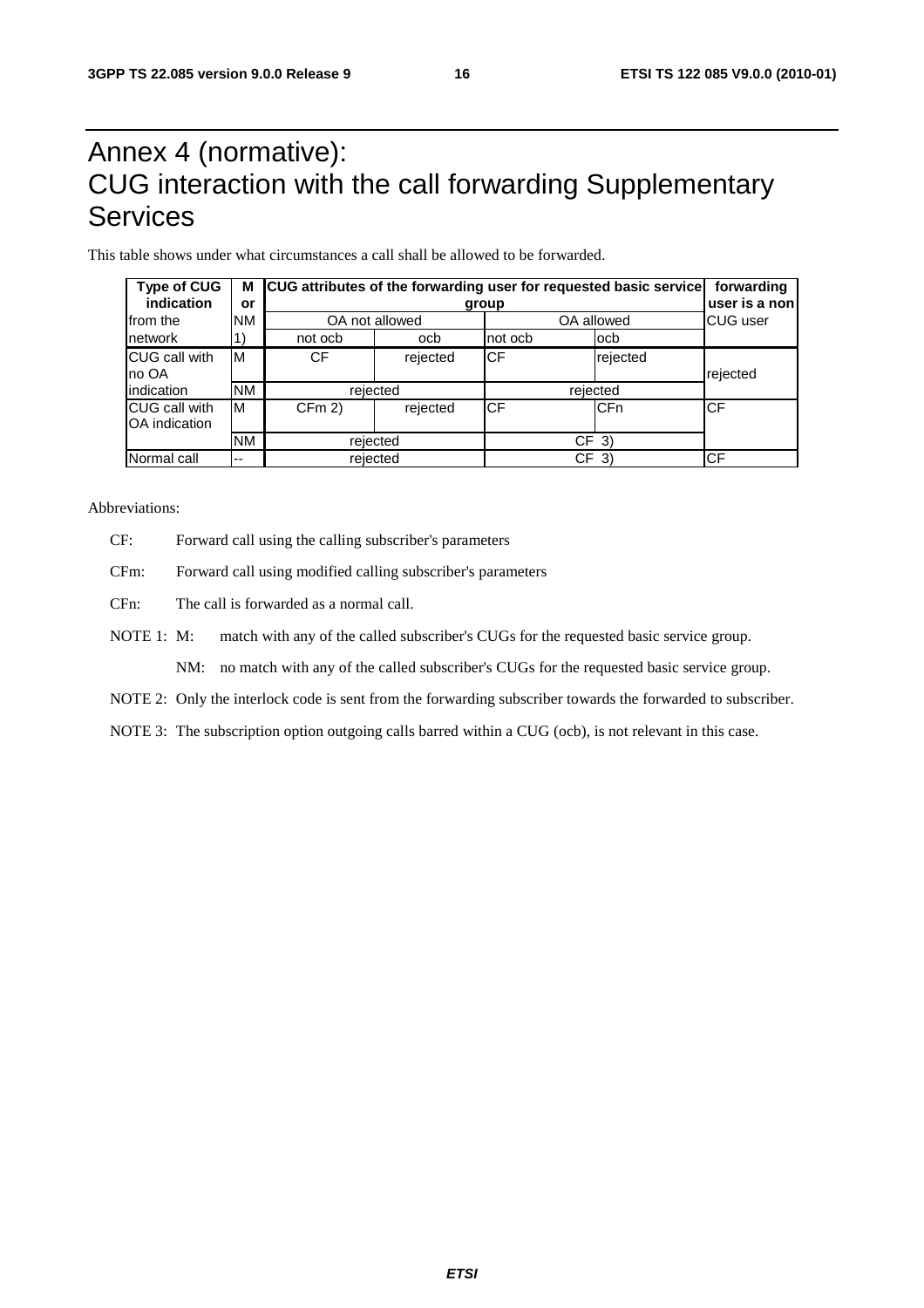# Annex 4 (normative): CUG interaction with the call forwarding Supplementary Services

This table shows under what circumstances a call shall be allowed to be forwarded.

| Type of CUG indication from the network | M or NM 1) | CUG attributes of the forwarding user for requested basic service group | | | | forwarding user is a non CUG user |
|---|---|---|---|---|---|---|
| | | OA not allowed | | OA allowed | | |
| | | not ocb | ocb | not ocb | ocb | |
| CUG call with no OA indication | M | CF | rejected | CF | rejected | rejected |
| | NM | rejected | | rejected | | |
| CUG call with OA indication | M | CFm 2) | rejected | CF | CFn | CF |
| | NM | rejected | | CF 3) | | |
| Normal call | -- | rejected | | CF 3) | | CF |

Abbreviations:

CF: Forward call using the calling subscriber's parameters

CFm: Forward call using modified calling subscriber's parameters

CFn: The call is forwarded as a normal call.

NOTE 1: M: match with any of the called subscriber's CUGs for the requested basic service group.

NM: no match with any of the called subscriber's CUGs for the requested basic service group.

NOTE 2: Only the interlock code is sent from the forwarding subscriber towards the forwarded to subscriber.

NOTE 3: The subscription option outgoing calls barred within a CUG (ocb), is not relevant in this case.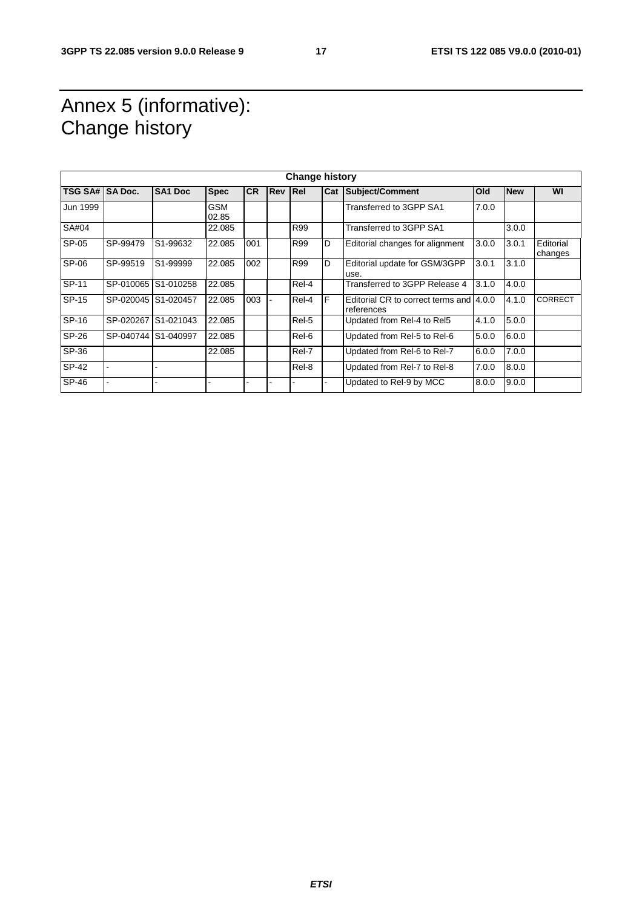# Annex 5 (informative): Change history

| Change history | | | | | | | | | | | |
|---|---|---|---|---|---|---|---|---|---|---|---|
| **TSG SA#** | **SA Doc.** | **SA1 Doc** | **Spec** | **CR** | **Rev** | **Rel** | **Cat** | **Subject/Comment** | **Old** | **New** | **WI** |
| Jun 1999 | | | GSM 02.85 | | | | | Transferred to 3GPP SA1 | 7.0.0 | | |
| SA#04 | | | 22.085 | | | R99 | | Transferred to 3GPP SA1 | | 3.0.0 | |
| SP-05 | SP-99479 | S1-99632 | 22.085 | 001 | | R99 | D | Editorial changes for alignment | 3.0.0 | 3.0.1 | Editorial changes |
| SP-06 | SP-99519 | S1-99999 | 22.085 | 002 | | R99 | D | Editorial update for GSM/3GPP use. | 3.0.1 | 3.1.0 | |
| SP-11 | SP-010065 | S1-010258 | 22.085 | | | Rel-4 | | Transferred to 3GPP Release 4 | 3.1.0 | 4.0.0 | |
| SP-15 | SP-020045 | S1-020457 | 22.085 | 003 | - | Rel-4 | F | Editorial CR to correct terms and references | 4.0.0 | 4.1.0 | CORRECT |
| SP-16 | SP-020267 | S1-021043 | 22.085 | | | Rel-5 | | Updated from Rel-4 to Rel5 | 4.1.0 | 5.0.0 | |
| SP-26 | SP-040744 | S1-040997 | 22.085 | | | Rel-6 | | Updated from Rel-5 to Rel-6 | 5.0.0 | 6.0.0 | |
| SP-36 | | | 22.085 | | | Rel-7 | | Updated from Rel-6 to Rel-7 | 6.0.0 | 7.0.0 | |
| SP-42 | - | - | | | | Rel-8 | | Updated from Rel-7 to Rel-8 | 7.0.0 | 8.0.0 | |
| SP-46 | - | - | - | - | - | - | - | Updated to Rel-9 by MCC | 8.0.0 | 9.0.0 | |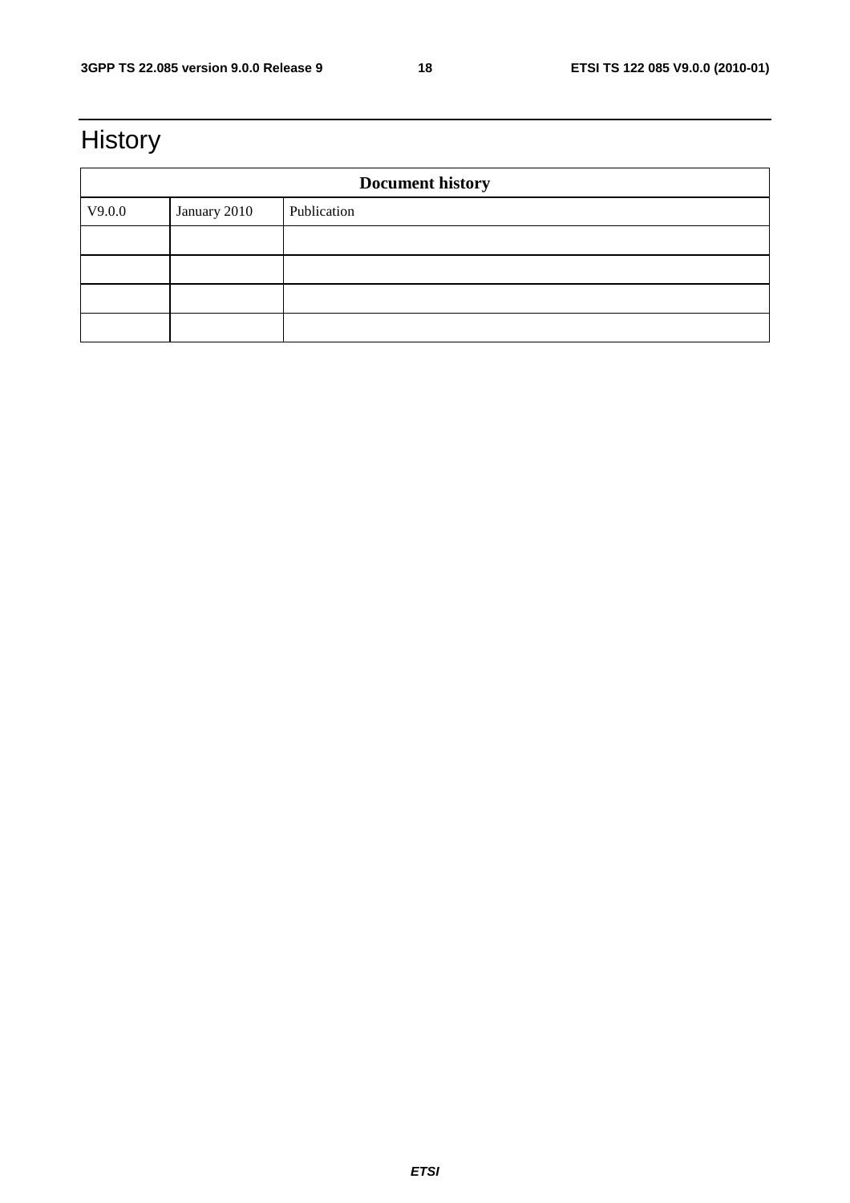# History

| Document history | | |
|---|---|---|
| V9.0.0 | January 2010 | Publication |
| | | |
| | | |
| | | |
| | | |